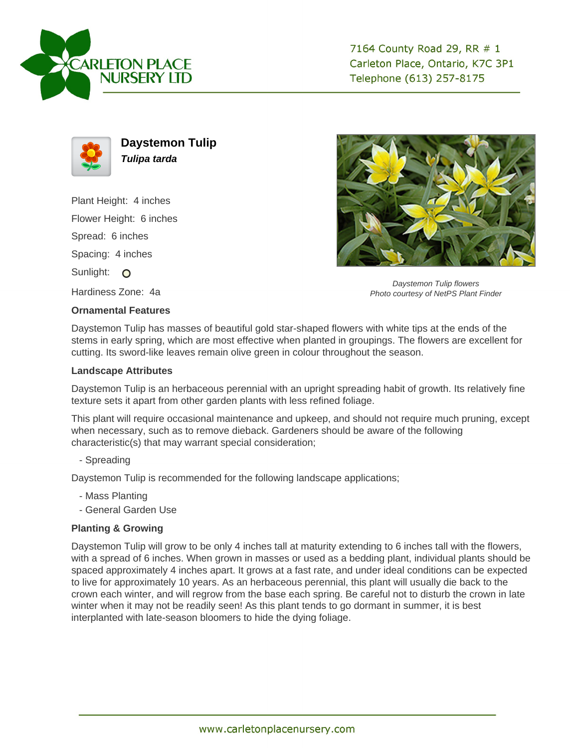CARLETON PLACE NURSERY LTD

7164 County Road 29, RR # 1
Carleton Place, Ontario, K7C 3P1
Telephone (613) 257-8175

## Daystemon Tulip

***Tulipa tarda***

Plant Height: 4 inches

Flower Height: 6 inches

Spread: 6 inches

Spacing: 4 inches

Sunlight:

Hardiness Zone: 4a

*Daystemon Tulip flowers*
*Photo courtesy of NetPS Plant Finder*

### Ornamental Features

Daystemon Tulip has masses of beautiful gold star-shaped flowers with white tips at the ends of the stems in early spring, which are most effective when planted in groupings. The flowers are excellent for cutting. Its sword-like leaves remain olive green in colour throughout the season.

### Landscape Attributes

Daystemon Tulip is an herbaceous perennial with an upright spreading habit of growth. Its relatively fine texture sets it apart from other garden plants with less refined foliage.

This plant will require occasional maintenance and upkeep, and should not require much pruning, except when necessary, such as to remove dieback. Gardeners should be aware of the following characteristic(s) that may warrant special consideration;

- Spreading

Daystemon Tulip is recommended for the following landscape applications;

- Mass Planting
- General Garden Use

### Planting & Growing

Daystemon Tulip will grow to be only 4 inches tall at maturity extending to 6 inches tall with the flowers, with a spread of 6 inches. When grown in masses or used as a bedding plant, individual plants should be spaced approximately 4 inches apart. It grows at a fast rate, and under ideal conditions can be expected to live for approximately 10 years. As an herbaceous perennial, this plant will usually die back to the crown each winter, and will regrow from the base each spring. Be careful not to disturb the crown in late winter when it may not be readily seen! As this plant tends to go dormant in summer, it is best interplanted with late-season bloomers to hide the dying foliage.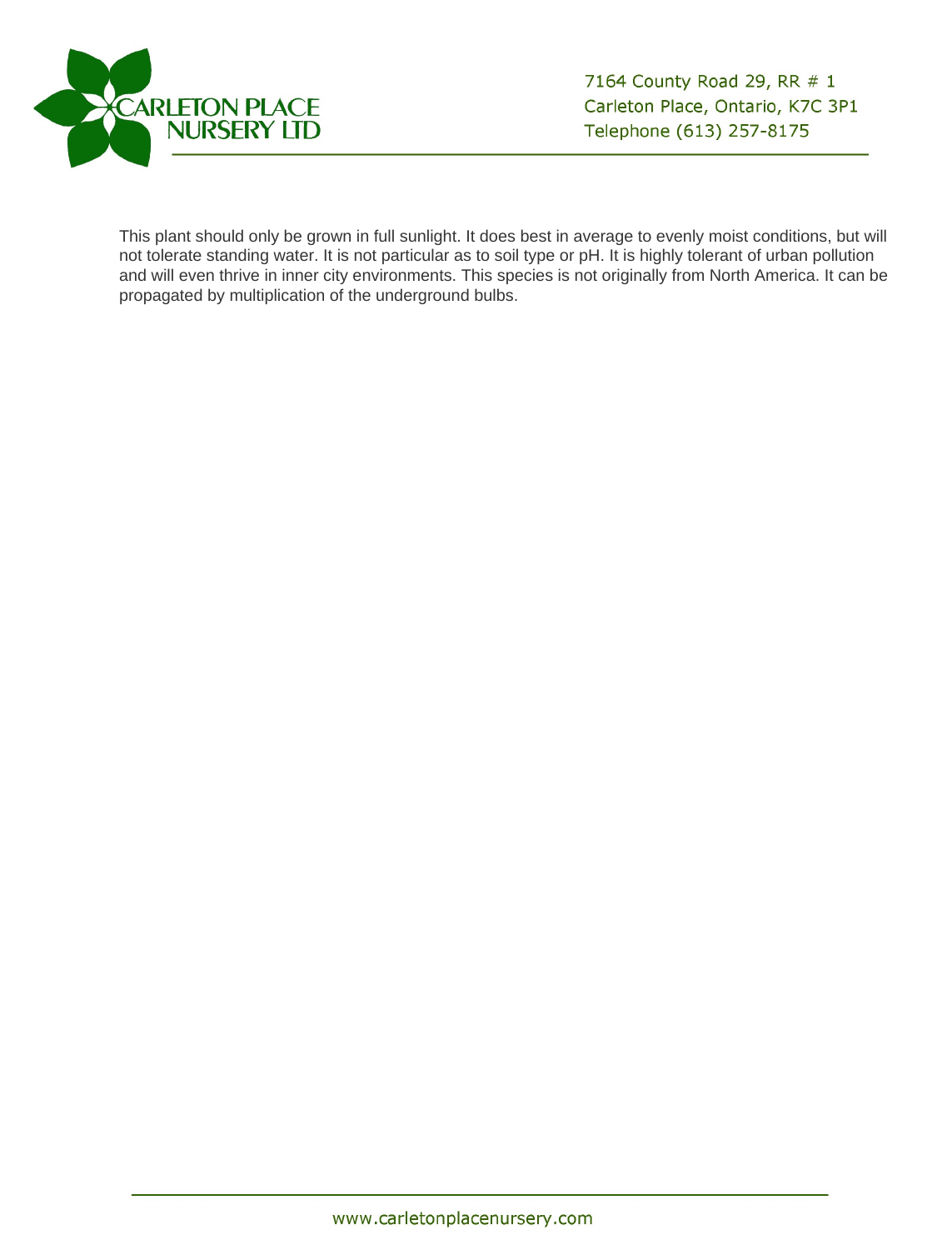This plant should only be grown in full sunlight. It does best in average to evenly moist conditions, but will not tolerate standing water. It is not particular as to soil type or pH. It is highly tolerant of urban pollution and will even thrive in inner city environments. This species is not originally from North America. It can be propagated by multiplication of the underground bulbs.